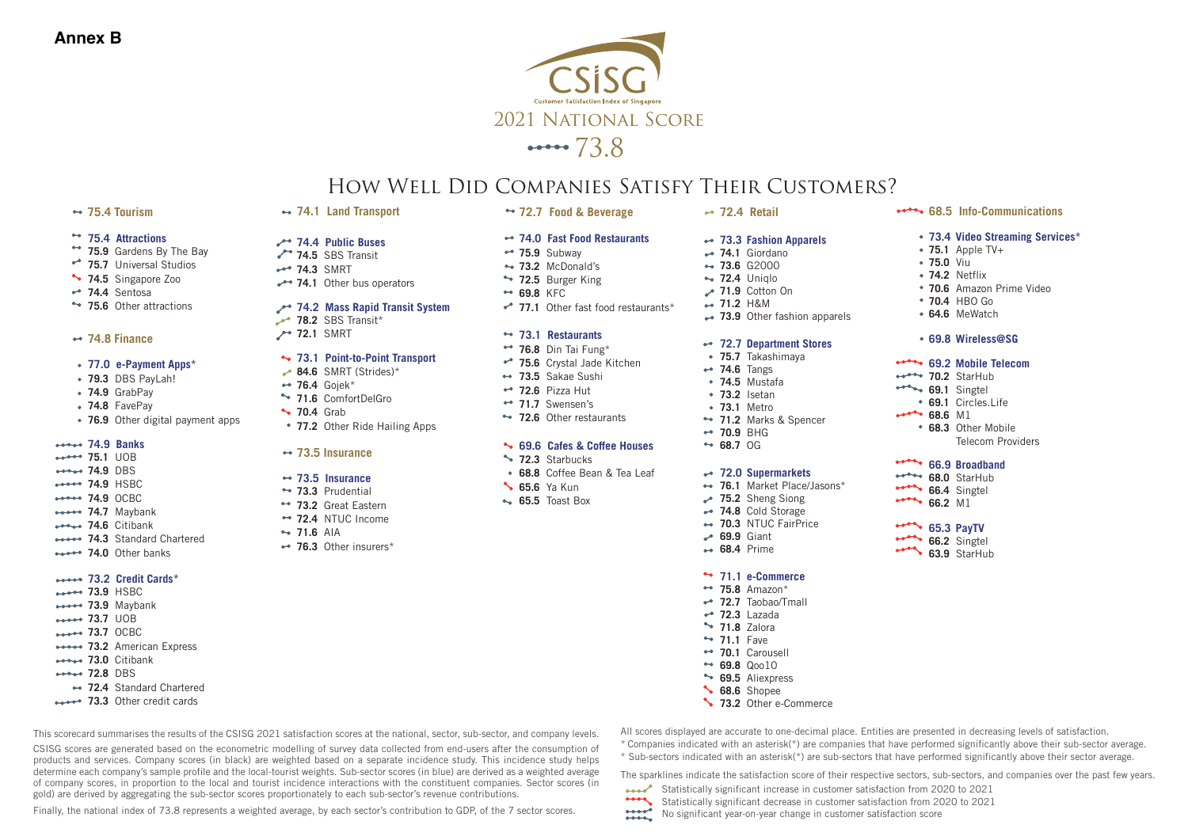**Annex B**

# CSISG

Customer Satisfaction Index of Singapore

2021 National Score

73.8

## How Well Did Companies Satisfy Their Customers?

### 75.4 Tourism

**75.4 Attractions**
- **75.9** Gardens By The Bay
- **75.7** Universal Studios
- **74.5** Singapore Zoo
- **74.4** Sentosa
- **75.6** Other attractions

### 74.8 Finance

**77.0 e-Payment Apps***
- **79.3** DBS PayLah!
- **74.9** GrabPay
- **74.8** FavePay
- **76.9** Other digital payment apps

**74.9 Banks**
- **75.1** UOB
- **74.9** DBS
- **74.9** HSBC
- **74.9** OCBC
- **74.7** Maybank
- **74.6** Citibank
- **74.3** Standard Chartered
- **74.0** Other banks

**73.2 Credit Cards***
- **73.9** HSBC
- **73.9** Maybank
- **73.7** UOB
- **73.7** OCBC
- **73.2** American Express
- **73.0** Citibank
- **72.8** DBS
- **72.4** Standard Chartered
- **73.3** Other credit cards

### 74.1 Land Transport

**74.4 Public Buses**
- **74.5** SBS Transit
- **74.3** SMRT
- **74.1** Other bus operators

**74.2 Mass Rapid Transit System**
- **78.2** SBS Transit*
- **72.1** SMRT

**73.1 Point-to-Point Transport**
- **84.6** SMRT (Strides)*
- **76.4** Gojek*
- **71.6** ComfortDelGro
- **70.4** Grab
- **77.2** Other Ride Hailing Apps

### 73.5 Insurance

**73.5 Insurance**
- **73.3** Prudential
- **73.2** Great Eastern
- **72.4** NTUC Income
- **71.6** AIA
- **76.3** Other insurers*

### 72.7 Food & Beverage

**74.0 Fast Food Restaurants**
- **75.9** Subway
- **73.2** McDonald's
- **72.5** Burger King
- **69.8** KFC
- **77.1** Other fast food restaurants*

**73.1 Restaurants**
- **76.8** Din Tai Fung*
- **75.6** Crystal Jade Kitchen
- **73.5** Sakae Sushi
- **72.6** Pizza Hut
- **71.7** Swensen's
- **72.6** Other restaurants

**69.6 Cafes & Coffee Houses**
- **72.3** Starbucks
- **68.8** Coffee Bean & Tea Leaf
- **65.6** Ya Kun
- **65.5** Toast Box

### 72.4 Retail

**73.3 Fashion Apparels**
- **74.1** Giordano
- **73.6** G2000
- **72.4** Uniqlo
- **71.9** Cotton On
- **71.2** H&M
- **73.9** Other fashion apparels

**72.7 Department Stores**
- **75.7** Takashimaya
- **74.6** Tangs
- **74.5** Mustafa
- **73.2** Isetan
- **73.1** Metro
- **71.2** Marks & Spencer
- **70.9** BHG
- **68.7** OG

**72.0 Supermarkets**
- **76.1** Market Place/Jasons*
- **75.2** Sheng Siong
- **74.8** Cold Storage
- **70.3** NTUC FairPrice
- **69.9** Giant
- **68.4** Prime

**71.1 e-Commerce**
- **75.8** Amazon*
- **72.7** Taobao/Tmall
- **72.3** Lazada
- **71.8** Zalora
- **71.1** Fave
- **70.1** Carousell
- **69.8** Qoo10
- **69.5** Aliexpress
- **68.6** Shopee
- **73.2** Other e-Commerce

### 68.5 Info-Communications

**73.4 Video Streaming Services***
- **75.1** Apple TV+
- **75.0** Viu
- **74.2** Netflix
- **70.6** Amazon Prime Video
- **70.4** HBO Go
- **64.6** MeWatch

**69.8 Wireless@SG**

**69.2 Mobile Telecom**
- **70.2** StarHub
- **69.1** Singtel
- **69.1** Circles.Life
- **68.6** M1
- **68.3** Other Mobile Telecom Providers

**66.9 Broadband**
- **68.0** StarHub
- **66.4** Singtel
- **66.2** M1

**65.3 PayTV**
- **66.2** Singtel
- **63.9** StarHub

---

This scorecard summarises the results of the CSISG 2021 satisfaction scores at the national, sector, sub-sector, and company levels.

CSISG scores are generated based on the econometric modelling of survey data collected from end-users after the consumption of products and services. Company scores (in black) are weighted based on a separate incidence study. This incidence study helps determine each company's sample profile and the local-tourist weights. Sub-sector scores (in blue) are derived as a weighted average of company scores, in proportion to the local and tourist incidence interactions with the constituent companies. Sector scores (in gold) are derived by aggregating the sub-sector scores proportionately to each sub-sector's revenue contributions.

Finally, the national index of 73.8 represents a weighted average, by each sector's contribution to GDP, of the 7 sector scores.

All scores displayed are accurate to one-decimal place. Entities are presented in decreasing levels of satisfaction.

* Companies indicated with an asterisk(*) are companies that have performed significantly above their sub-sector average.

* Sub-sectors indicated with an asterisk(*) are sub-sectors that have performed significantly above their sector average.

The sparklines indicate the satisfaction score of their respective sectors, sub-sectors, and companies over the past few years.

- Statistically significant increase in customer satisfaction from 2020 to 2021
- Statistically significant decrease in customer satisfaction from 2020 to 2021
- No significant year-on-year change in customer satisfaction score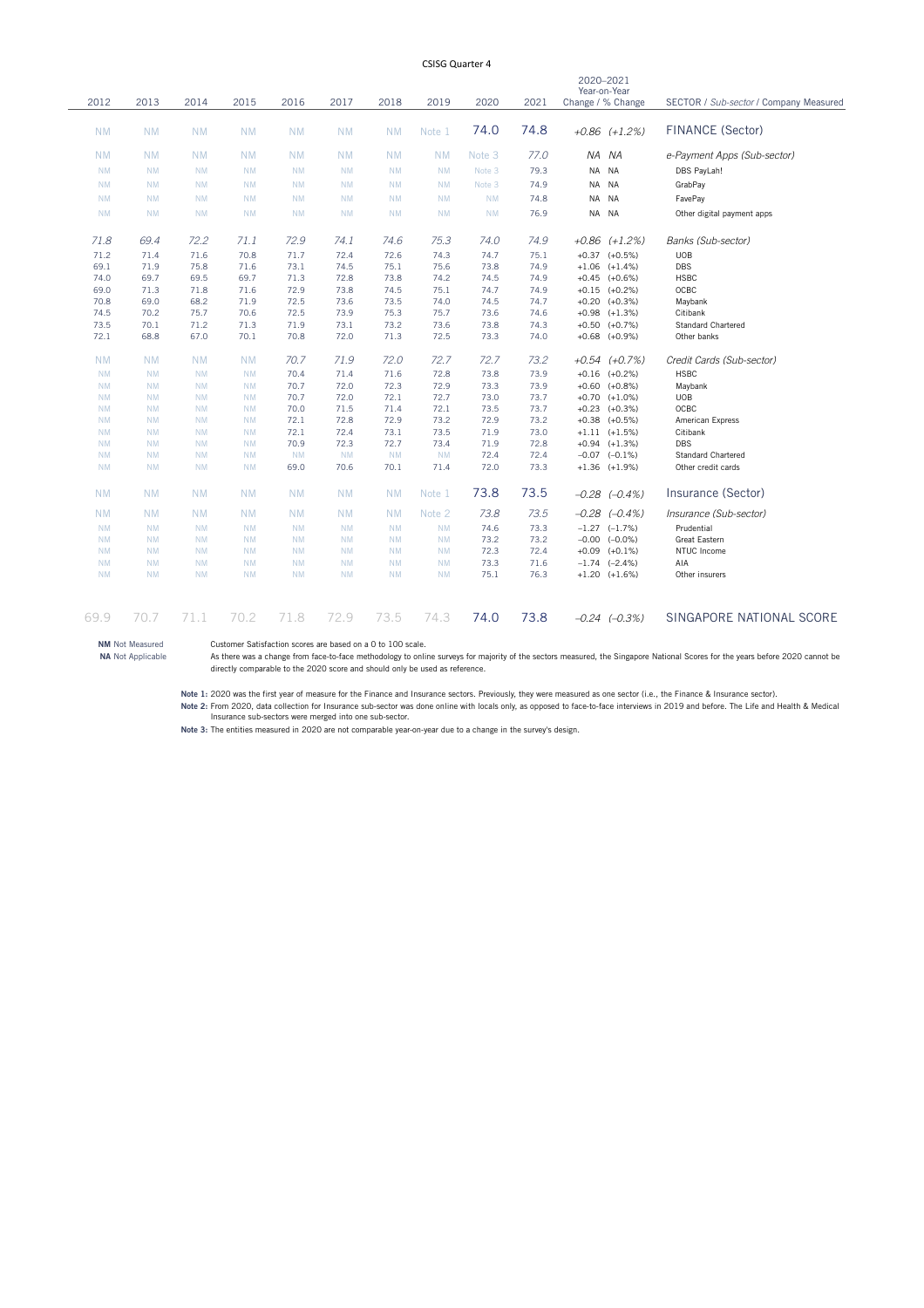CSISG Quarter 4

| 2012 | 2013 | 2014 | 2015 | 2016 | 2017 | 2018 | 2019 | 2020 | 2021 | 2020–2021 Year-on-Year Change / % Change | | SECTOR / *Sub-sector* / Company Measured |
|---|---|---|---|---|---|---|---|---|---|---|---|---|
| NM | NM | NM | NM | NM | NM | NM | Note 1 | 74.0 | 74.8 | *+0.86* | *(+1.2%)* | FINANCE (Sector) |
| NM | NM | NM | NM | NM | NM | NM | NM | Note 3 | *77.0* | *NA* | *NA* | *e-Payment Apps (Sub-sector)* |
| NM | NM | NM | NM | NM | NM | NM | NM | Note 3 | 79.3 | NA | NA | DBS PayLah! |
| NM | NM | NM | NM | NM | NM | NM | NM | Note 3 | 74.9 | NA | NA | GrabPay |
| NM | NM | NM | NM | NM | NM | NM | NM | NM | 74.8 | NA | NA | FavePay |
| NM | NM | NM | NM | NM | NM | NM | NM | NM | 76.9 | NA | NA | Other digital payment apps |
| *71.8* | *69.4* | *72.2* | *71.1* | *72.9* | *74.1* | *74.6* | *75.3* | *74.0* | *74.9* | *+0.86* | *(+1.2%)* | *Banks (Sub-sector)* |
| 71.2 | 71.4 | 71.6 | 70.8 | 71.7 | 72.4 | 72.6 | 74.3 | 74.7 | 75.1 | +0.37 | (+0.5%) | UOB |
| 69.1 | 71.9 | 75.8 | 71.6 | 73.1 | 74.5 | 75.1 | 75.6 | 73.8 | 74.9 | +1.06 | (+1.4%) | DBS |
| 74.0 | 69.7 | 69.5 | 69.7 | 71.3 | 72.8 | 73.8 | 74.2 | 74.5 | 74.9 | +0.45 | (+0.6%) | HSBC |
| 69.0 | 71.3 | 71.8 | 71.6 | 72.9 | 73.8 | 74.5 | 75.1 | 74.7 | 74.9 | +0.15 | (+0.2%) | OCBC |
| 70.8 | 69.0 | 68.2 | 71.9 | 72.5 | 73.6 | 73.5 | 74.0 | 74.5 | 74.7 | +0.20 | (+0.3%) | Maybank |
| 74.5 | 70.2 | 75.7 | 70.6 | 72.5 | 73.9 | 75.3 | 75.7 | 73.6 | 74.6 | +0.98 | (+1.3%) | Citibank |
| 73.5 | 70.1 | 71.2 | 71.3 | 71.9 | 73.1 | 73.2 | 73.6 | 73.8 | 74.3 | +0.50 | (+0.7%) | Standard Chartered |
| 72.1 | 68.8 | 67.0 | 70.1 | 70.8 | 72.0 | 71.3 | 72.5 | 73.3 | 74.0 | +0.68 | (+0.9%) | Other banks |
| NM | NM | NM | NM | *70.7* | *71.9* | *72.0* | *72.7* | *72.7* | *73.2* | *+0.54* | *(+0.7%)* | *Credit Cards (Sub-sector)* |
| NM | NM | NM | NM | 70.4 | 71.4 | 71.6 | 72.8 | 73.8 | 73.9 | +0.16 | (+0.2%) | HSBC |
| NM | NM | NM | NM | 70.7 | 72.0 | 72.3 | 72.9 | 73.3 | 73.9 | +0.60 | (+0.8%) | Maybank |
| NM | NM | NM | NM | 70.7 | 72.0 | 72.1 | 72.7 | 73.0 | 73.7 | +0.70 | (+1.0%) | UOB |
| NM | NM | NM | NM | 70.0 | 71.5 | 71.4 | 72.1 | 73.5 | 73.7 | +0.23 | (+0.3%) | OCBC |
| NM | NM | NM | NM | 72.1 | 72.8 | 72.9 | 73.2 | 72.9 | 73.2 | +0.38 | (+0.5%) | American Express |
| NM | NM | NM | NM | 72.1 | 72.4 | 73.1 | 73.5 | 71.9 | 73.0 | +1.11 | (+1.5%) | Citibank |
| NM | NM | NM | NM | 70.9 | 72.3 | 72.7 | 73.4 | 71.9 | 72.8 | +0.94 | (+1.3%) | DBS |
| NM | NM | NM | NM | NM | NM | NM | NM | 72.4 | 72.4 | −0.07 | (−0.1%) | Standard Chartered |
| NM | NM | NM | NM | 69.0 | 70.6 | 70.1 | 71.4 | 72.0 | 73.3 | +1.36 | (+1.9%) | Other credit cards |
| NM | NM | NM | NM | NM | NM | NM | Note 1 | 73.8 | 73.5 | *−0.28* | *(−0.4%)* | Insurance (Sector) |
| NM | NM | NM | NM | NM | NM | NM | Note 2 | *73.8* | *73.5* | *−0.28* | *(−0.4%)* | *Insurance (Sub-sector)* |
| NM | NM | NM | NM | NM | NM | NM | NM | 74.6 | 73.3 | −1.27 | (−1.7%) | Prudential |
| NM | NM | NM | NM | NM | NM | NM | NM | 73.2 | 73.2 | −0.00 | (−0.0%) | Great Eastern |
| NM | NM | NM | NM | NM | NM | NM | NM | 72.3 | 72.4 | +0.09 | (+0.1%) | NTUC Income |
| NM | NM | NM | NM | NM | NM | NM | NM | 73.3 | 71.6 | −1.74 | (−2.4%) | AIA |
| NM | NM | NM | NM | NM | NM | NM | NM | 75.1 | 76.3 | +1.20 | (+1.6%) | Other insurers |
| 69.9 | 70.7 | 71.1 | 70.2 | 71.8 | 72.9 | 73.5 | 74.3 | 74.0 | 73.8 | *−0.24* | *(−0.3%)* | SINGAPORE NATIONAL SCORE |

**NM** Not Measured
**NA** Not Applicable

Customer Satisfaction scores are based on a 0 to 100 scale.

As there was a change from face-to-face methodology to online surveys for majority of the sectors measured, the Singapore National Scores for the years before 2020 cannot be directly comparable to the 2020 score and should only be used as reference.

**Note 1:** 2020 was the first year of measure for the Finance and Insurance sectors. Previously, they were measured as one sector (i.e., the Finance & Insurance sector).

**Note 2:** From 2020, data collection for Insurance sub-sector was done online with locals only, as opposed to face-to-face interviews in 2019 and before. The Life and Health & Medical Insurance sub-sectors were merged into one sub-sector.

**Note 3:** The entities measured in 2020 are not comparable year-on-year due to a change in the survey's design.